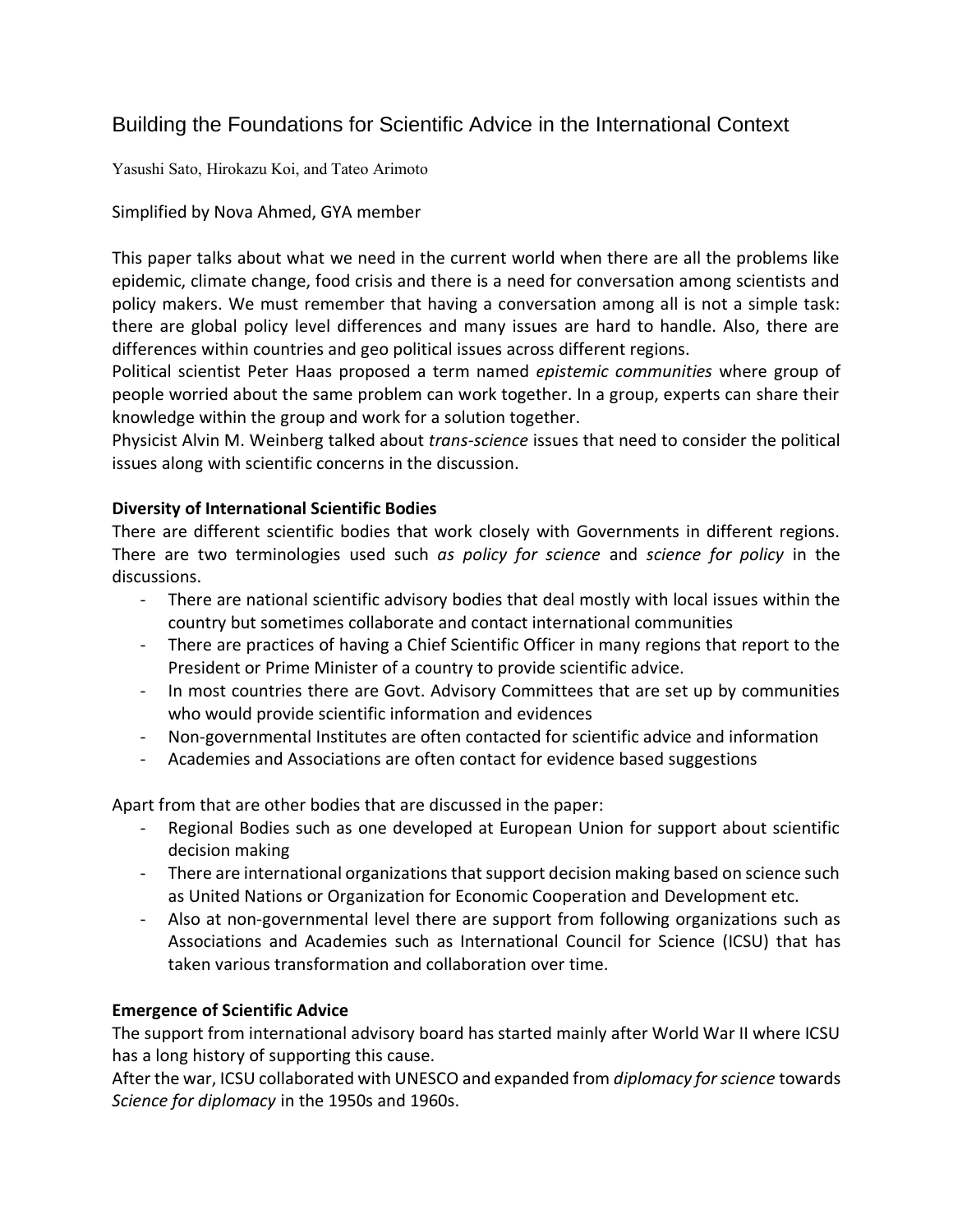# Building the Foundations for Scientific Advice in the International Context

Yasushi Sato, Hirokazu Koi, and Tateo Arimoto

Simplified by Nova Ahmed, GYA member

This paper talks about what we need in the current world when there are all the problems like epidemic, climate change, food crisis and there is a need for conversation among scientists and policy makers. We must remember that having a conversation among all is not a simple task: there are global policy level differences and many issues are hard to handle. Also, there are differences within countries and geo political issues across different regions.

Political scientist Peter Haas proposed a term named *epistemic communities* where group of people worried about the same problem can work together. In a group, experts can share their knowledge within the group and work for a solution together.

Physicist Alvin M. Weinberg talked about *trans-science* issues that need to consider the political issues along with scientific concerns in the discussion.

**Diversity of International Scientific Bodies**

There are different scientific bodies that work closely with Governments in different regions. There are two terminologies used such *as policy for science* and *science for policy* in the discussions.

- There are national scientific advisory bodies that deal mostly with local issues within the country but sometimes collaborate and contact international communities
- There are practices of having a Chief Scientific Officer in many regions that report to the President or Prime Minister of a country to provide scientific advice.
- In most countries there are Govt. Advisory Committees that are set up by communities who would provide scientific information and evidences
- Non-governmental Institutes are often contacted for scientific advice and information
- Academies and Associations are often contact for evidence based suggestions

Apart from that are other bodies that are discussed in the paper:

- Regional Bodies such as one developed at European Union for support about scientific decision making
- There are international organizations that support decision making based on science such as United Nations or Organization for Economic Cooperation and Development etc.
- Also at non-governmental level there are support from following organizations such as Associations and Academies such as International Council for Science (ICSU) that has taken various transformation and collaboration over time.

**Emergence of Scientific Advice**

The support from international advisory board has started mainly after World War II where ICSU has a long history of supporting this cause.

After the war, ICSU collaborated with UNESCO and expanded from *diplomacy for science* towards *Science for diplomacy* in the 1950s and 1960s.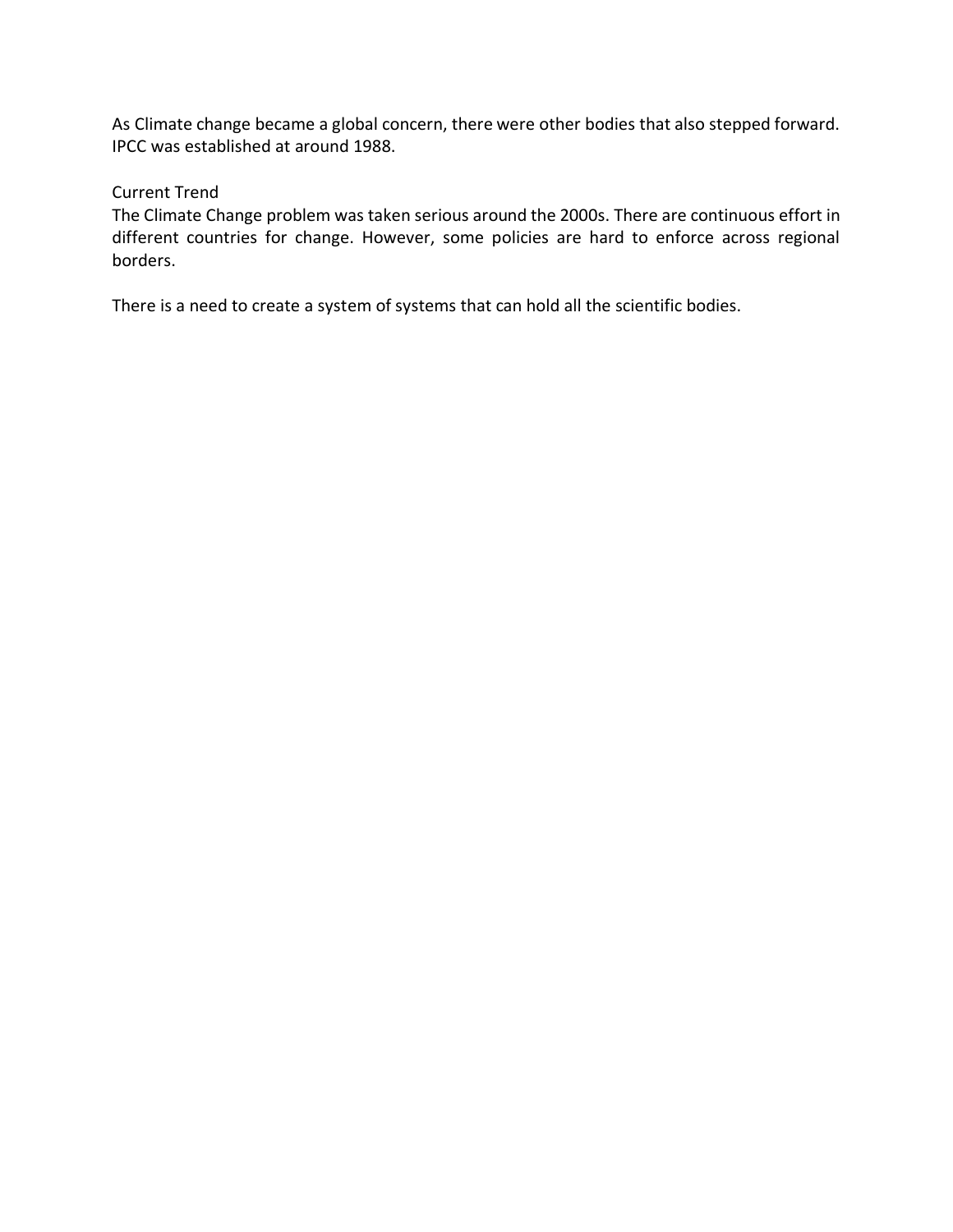As Climate change became a global concern, there were other bodies that also stepped forward. IPCC was established at around 1988.

## Current Trend

The Climate Change problem was taken serious around the 2000s. There are continuous effort in different countries for change. However, some policies are hard to enforce across regional borders.

There is a need to create a system of systems that can hold all the scientific bodies.